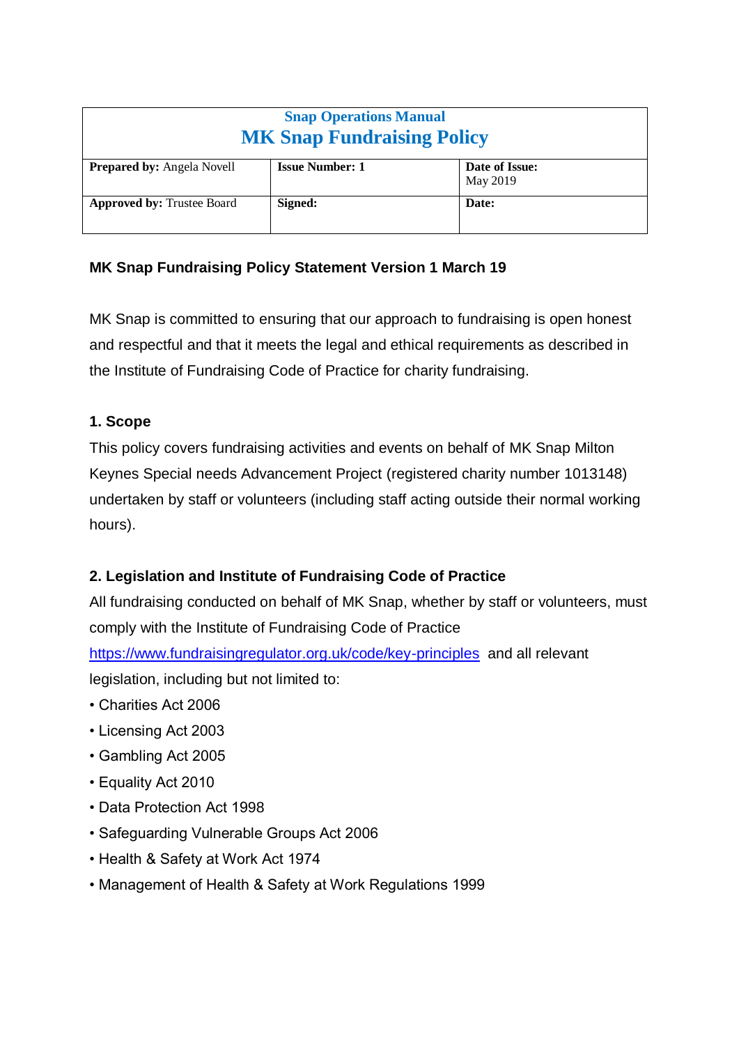| Snap Operations Manual<br>MK Snap Fundraising Policy | | |
|---|---|---|
| **Prepared by:** Angela Novell | **Issue Number: 1** | **Date of Issue:** May 2019 |
| **Approved by:** Trustee Board | **Signed:** | **Date:** |

**MK Snap Fundraising Policy Statement Version 1 March 19**

MK Snap is committed to ensuring that our approach to fundraising is open honest and respectful and that it meets the legal and ethical requirements as described in the Institute of Fundraising Code of Practice for charity fundraising.

## 1. Scope

This policy covers fundraising activities and events on behalf of MK Snap Milton Keynes Special needs Advancement Project (registered charity number 1013148) undertaken by staff or volunteers (including staff acting outside their normal working hours).

## 2. Legislation and Institute of Fundraising Code of Practice

All fundraising conducted on behalf of MK Snap, whether by staff or volunteers, must comply with the Institute of Fundraising Code of Practice https://www.fundraisingregulator.org.uk/code/key-principles and all relevant legislation, including but not limited to:

- Charities Act 2006
- Licensing Act 2003
- Gambling Act 2005
- Equality Act 2010
- Data Protection Act 1998
- Safeguarding Vulnerable Groups Act 2006
- Health & Safety at Work Act 1974
- Management of Health & Safety at Work Regulations 1999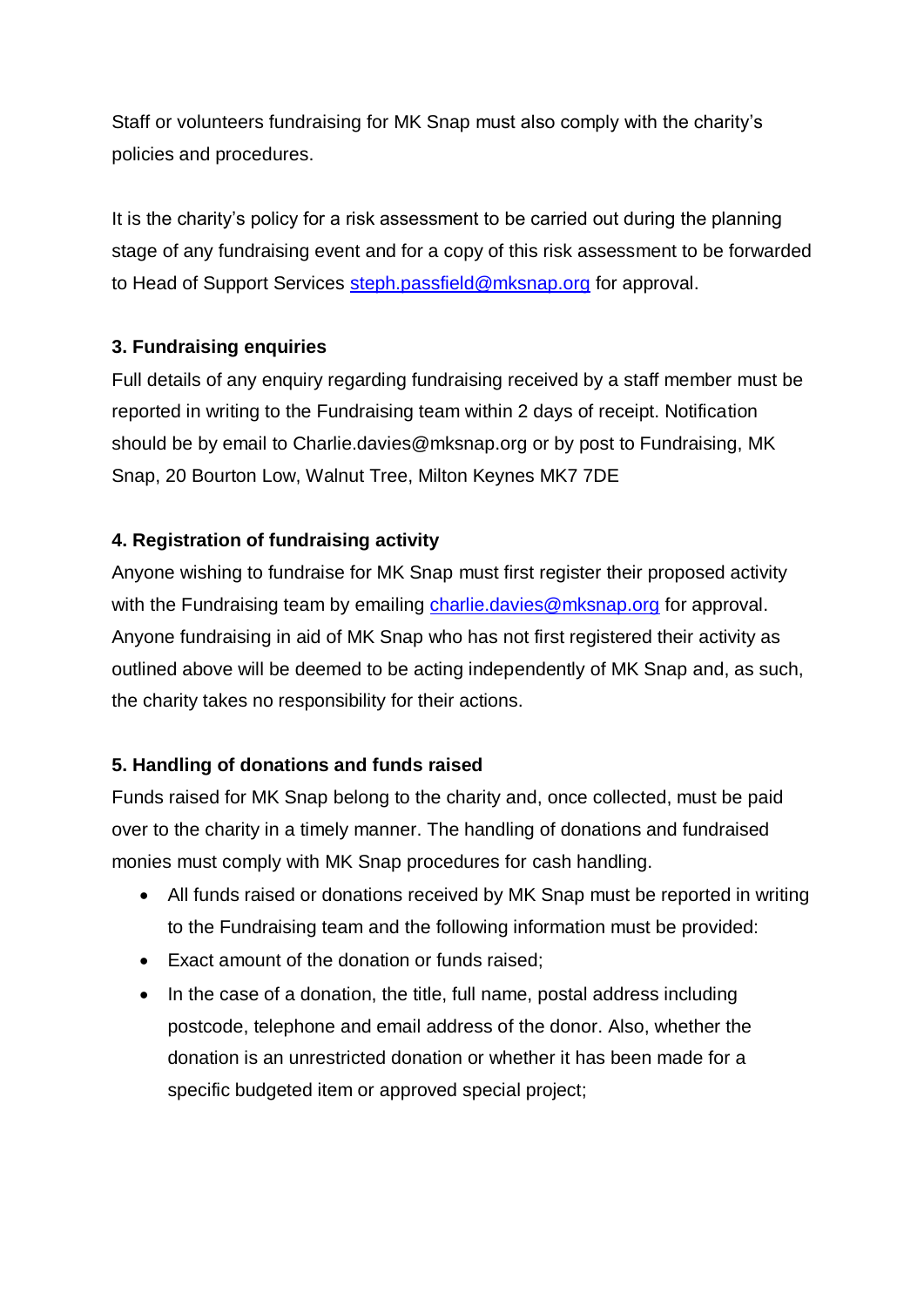Staff or volunteers fundraising for MK Snap must also comply with the charity's policies and procedures.

It is the charity's policy for a risk assessment to be carried out during the planning stage of any fundraising event and for a copy of this risk assessment to be forwarded to Head of Support Services steph.passfield@mksnap.org for approval.

**3. Fundraising enquiries**

Full details of any enquiry regarding fundraising received by a staff member must be reported in writing to the Fundraising team within 2 days of receipt. Notification should be by email to Charlie.davies@mksnap.org or by post to Fundraising, MK Snap, 20 Bourton Low, Walnut Tree, Milton Keynes MK7 7DE

**4. Registration of fundraising activity**

Anyone wishing to fundraise for MK Snap must first register their proposed activity with the Fundraising team by emailing charlie.davies@mksnap.org for approval. Anyone fundraising in aid of MK Snap who has not first registered their activity as outlined above will be deemed to be acting independently of MK Snap and, as such, the charity takes no responsibility for their actions.

**5. Handling of donations and funds raised**

Funds raised for MK Snap belong to the charity and, once collected, must be paid over to the charity in a timely manner. The handling of donations and fundraised monies must comply with MK Snap procedures for cash handling.

- All funds raised or donations received by MK Snap must be reported in writing to the Fundraising team and the following information must be provided:
- Exact amount of the donation or funds raised;
- In the case of a donation, the title, full name, postal address including postcode, telephone and email address of the donor. Also, whether the donation is an unrestricted donation or whether it has been made for a specific budgeted item or approved special project;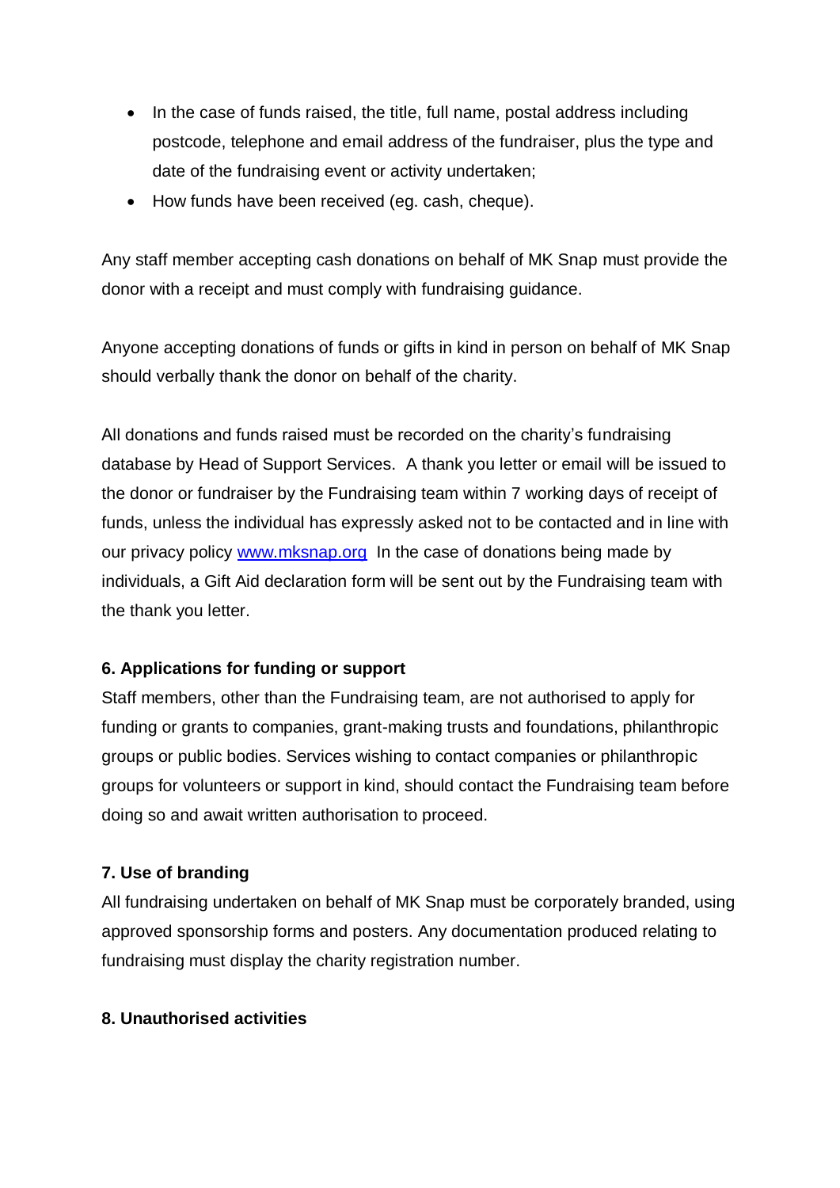- In the case of funds raised, the title, full name, postal address including postcode, telephone and email address of the fundraiser, plus the type and date of the fundraising event or activity undertaken;
- How funds have been received (eg. cash, cheque).

Any staff member accepting cash donations on behalf of MK Snap must provide the donor with a receipt and must comply with fundraising guidance.

Anyone accepting donations of funds or gifts in kind in person on behalf of MK Snap should verbally thank the donor on behalf of the charity.

All donations and funds raised must be recorded on the charity's fundraising database by Head of Support Services. A thank you letter or email will be issued to the donor or fundraiser by the Fundraising team within 7 working days of receipt of funds, unless the individual has expressly asked not to be contacted and in line with our privacy policy [www.mksnap.org](http://www.mksnap.org) In the case of donations being made by individuals, a Gift Aid declaration form will be sent out by the Fundraising team with the thank you letter.

**6. Applications for funding or support**

Staff members, other than the Fundraising team, are not authorised to apply for funding or grants to companies, grant-making trusts and foundations, philanthropic groups or public bodies. Services wishing to contact companies or philanthropic groups for volunteers or support in kind, should contact the Fundraising team before doing so and await written authorisation to proceed.

**7. Use of branding**

All fundraising undertaken on behalf of MK Snap must be corporately branded, using approved sponsorship forms and posters. Any documentation produced relating to fundraising must display the charity registration number.

**8. Unauthorised activities**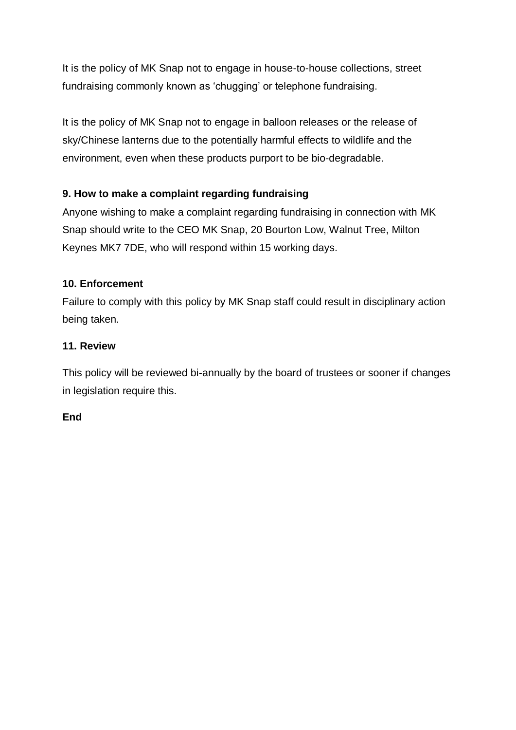It is the policy of MK Snap not to engage in house-to-house collections, street fundraising commonly known as 'chugging' or telephone fundraising.

It is the policy of MK Snap not to engage in balloon releases or the release of sky/Chinese lanterns due to the potentially harmful effects to wildlife and the environment, even when these products purport to be bio-degradable.

**9. How to make a complaint regarding fundraising**

Anyone wishing to make a complaint regarding fundraising in connection with MK Snap should write to the CEO MK Snap, 20 Bourton Low, Walnut Tree, Milton Keynes MK7 7DE, who will respond within 15 working days.

**10. Enforcement**

Failure to comply with this policy by MK Snap staff could result in disciplinary action being taken.

**11. Review**

This policy will be reviewed bi-annually by the board of trustees or sooner if changes in legislation require this.

**End**